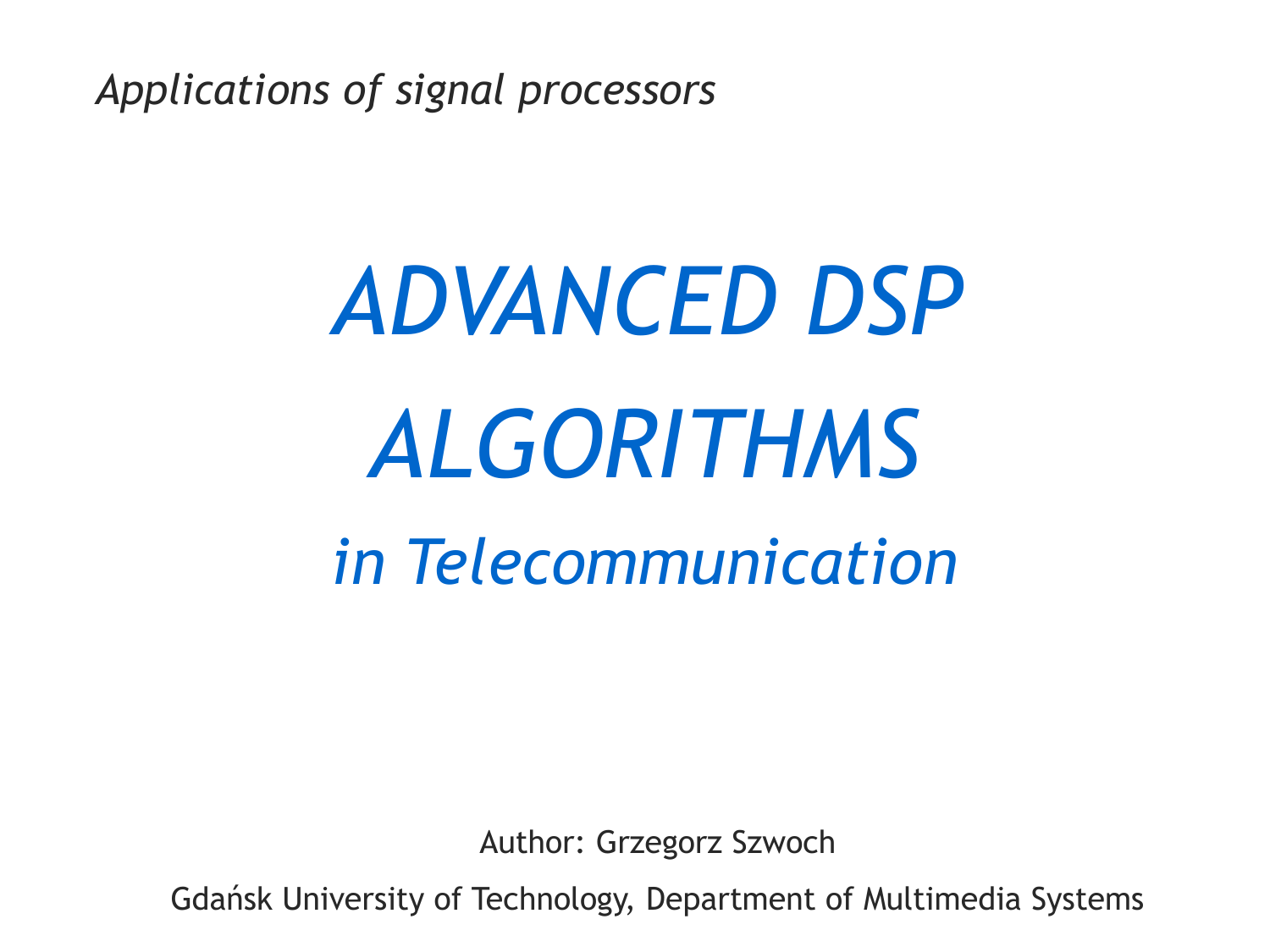*Applications of signal processors*

# *ADVANCED DSP ALGORITHMS*

## *in Telecommunication*

Author: Grzegorz Szwoch

Gdańsk University of Technology, Department of Multimedia Systems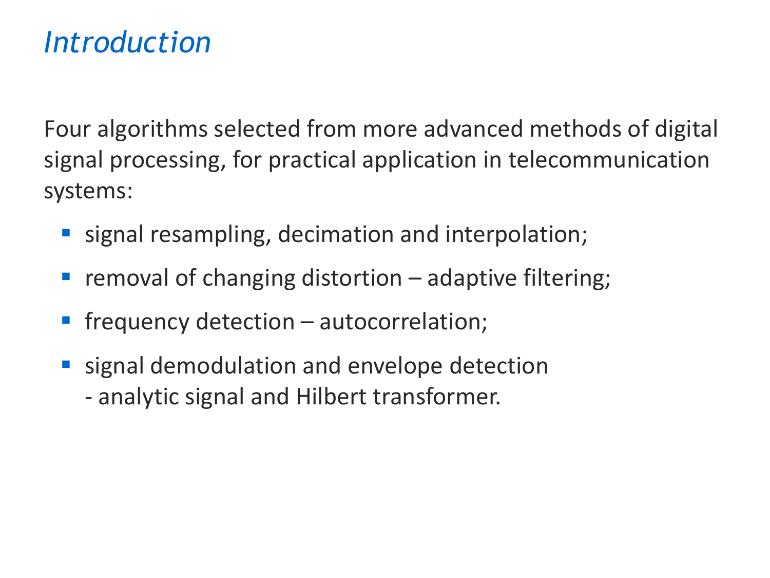# *Introduction*

Four algorithms selected from more advanced methods of digital signal processing, for practical application in telecommunication systems:

- signal resampling, decimation and interpolation;
- removal of changing distortion – adaptive filtering;
- frequency detection – autocorrelation;
- signal demodulation and envelope detection
  - analytic signal and Hilbert transformer.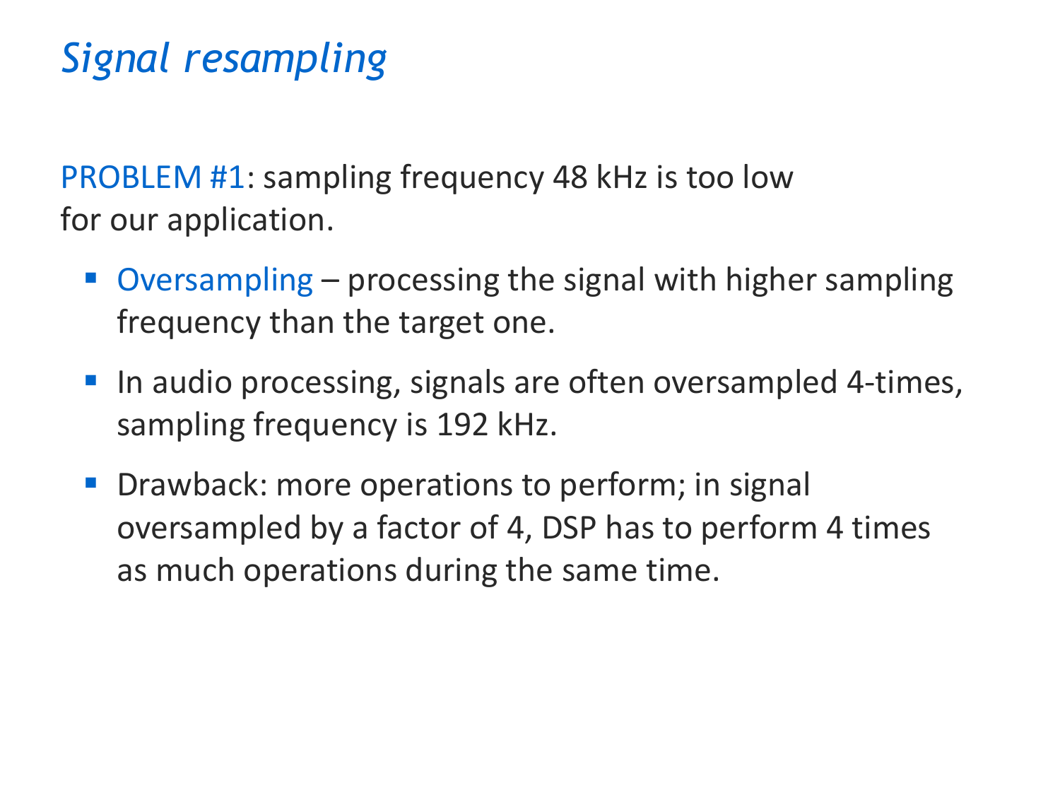# *Signal resampling*

PROBLEM #1: sampling frequency 48 kHz is too low for our application.

- Oversampling – processing the signal with higher sampling frequency than the target one.
- In audio processing, signals are often oversampled 4-times, sampling frequency is 192 kHz.
- Drawback: more operations to perform; in signal oversampled by a factor of 4, DSP has to perform 4 times as much operations during the same time.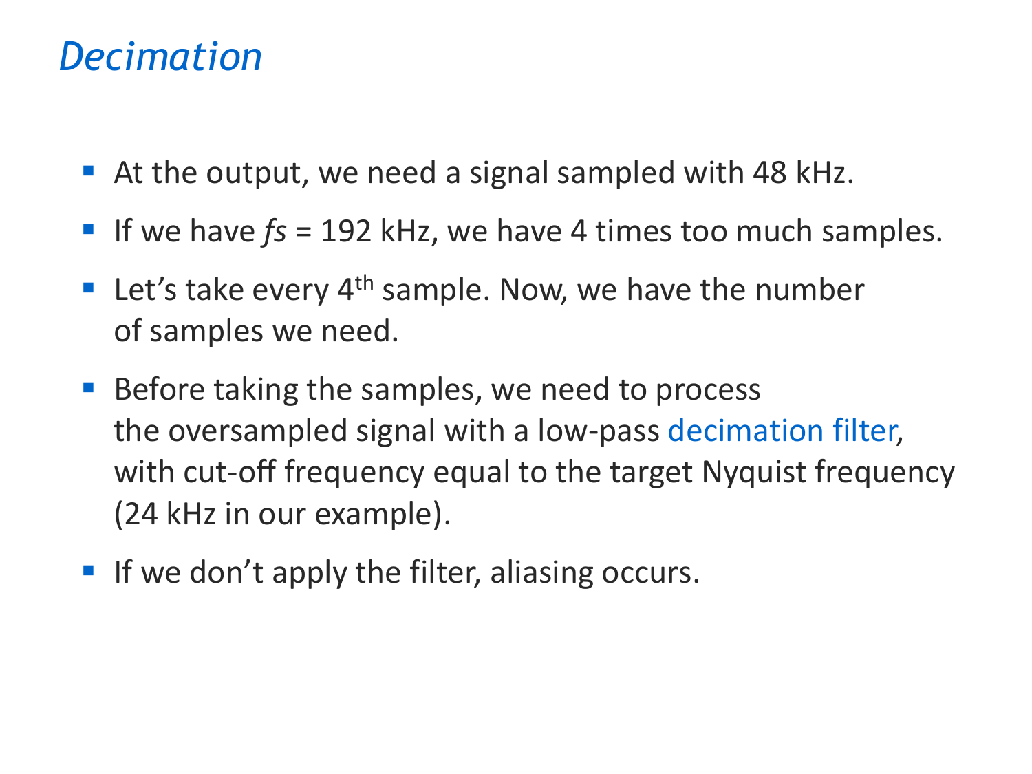# *Decimation*

- At the output, we need a signal sampled with 48 kHz.
- If we have *fs* = 192 kHz, we have 4 times too much samples.
- Let's take every 4$^{th}$ sample. Now, we have the number of samples we need.
- Before taking the samples, we need to process the oversampled signal with a low-pass decimation filter, with cut-off frequency equal to the target Nyquist frequency (24 kHz in our example).
- If we don't apply the filter, aliasing occurs.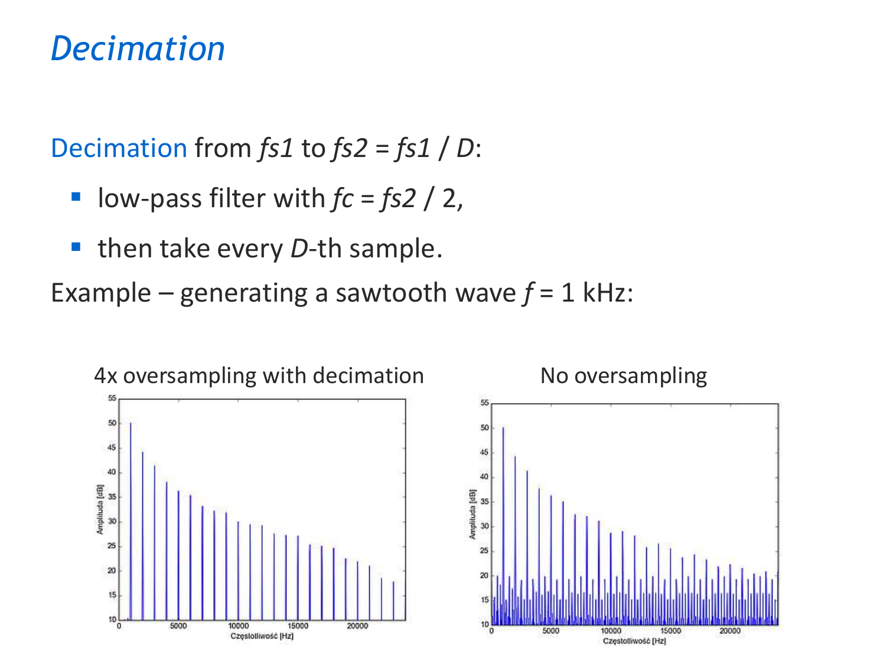# Decimation

Decimation from $fs1$ to $fs2 = fs1 / D$:

- low-pass filter with $fc = fs2 / 2$,
- then take every $D$-th sample.

Example – generating a sawtooth wave $f$ = 1 kHz:

4x oversampling with decimation

No oversampling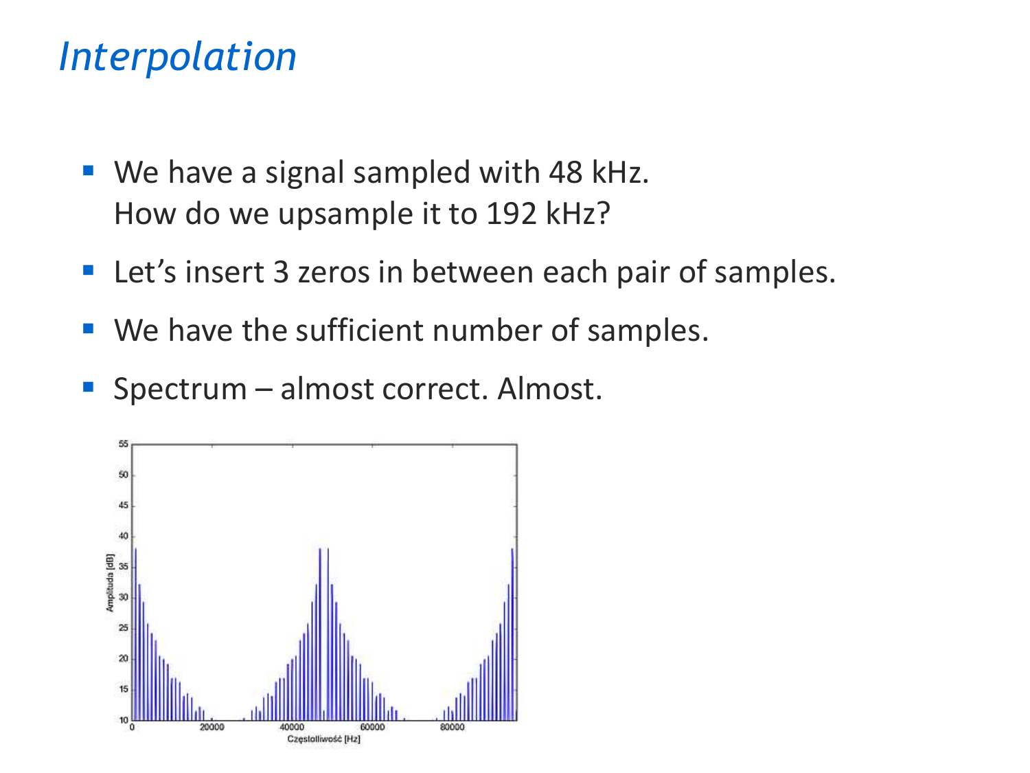# *Interpolation*

- We have a signal sampled with 48 kHz.
  How do we upsample it to 192 kHz?
- Let's insert 3 zeros in between each pair of samples.
- We have the sufficient number of samples.
- Spectrum – almost correct. Almost.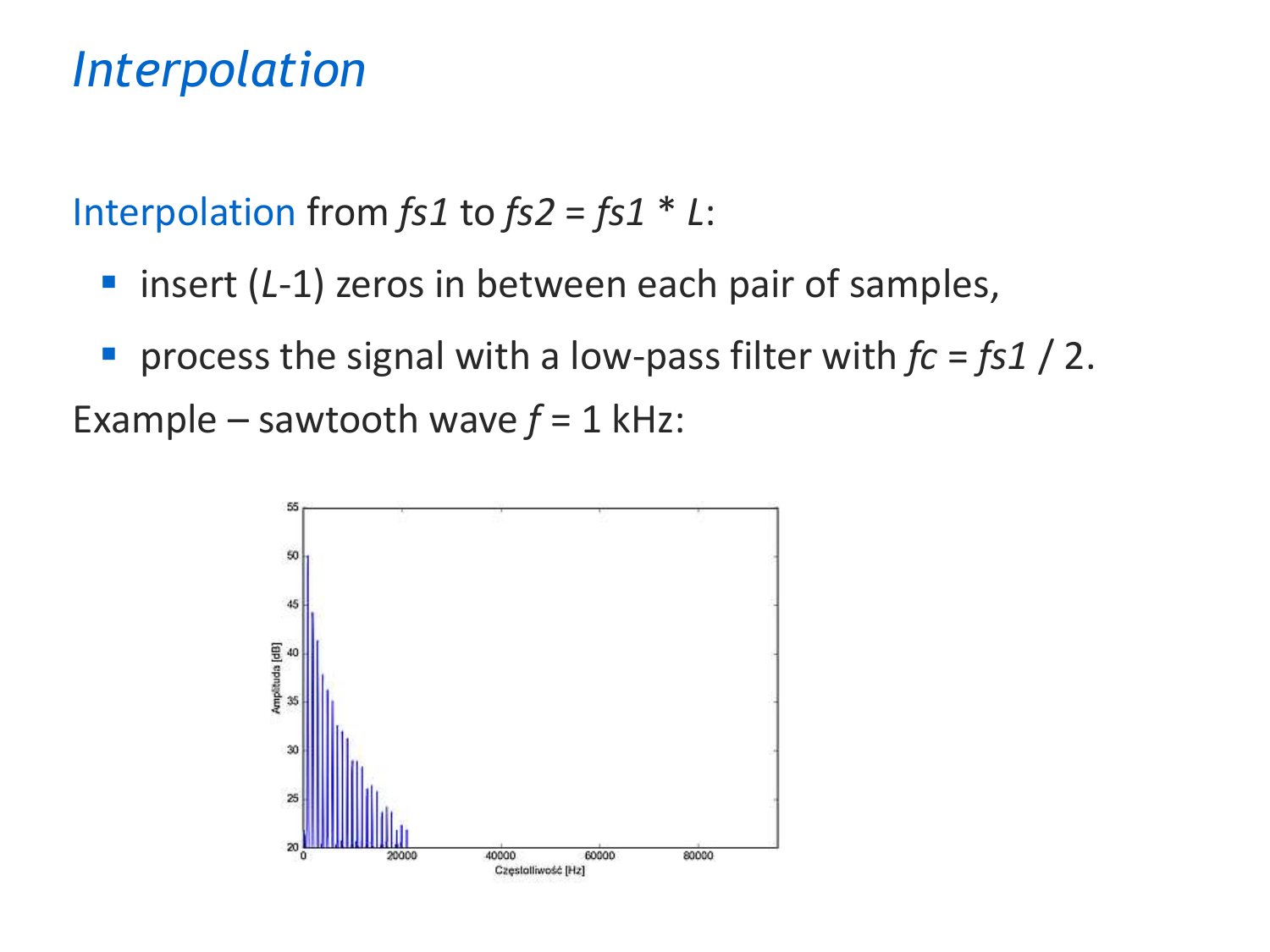# *Interpolation*

Interpolation from $fs1$ to $fs2 = fs1 * L$:

- insert ($L$-1) zeros in between each pair of samples,
- process the signal with a low-pass filter with $fc = fs1 / 2$.

Example – sawtooth wave $f$ = 1 kHz: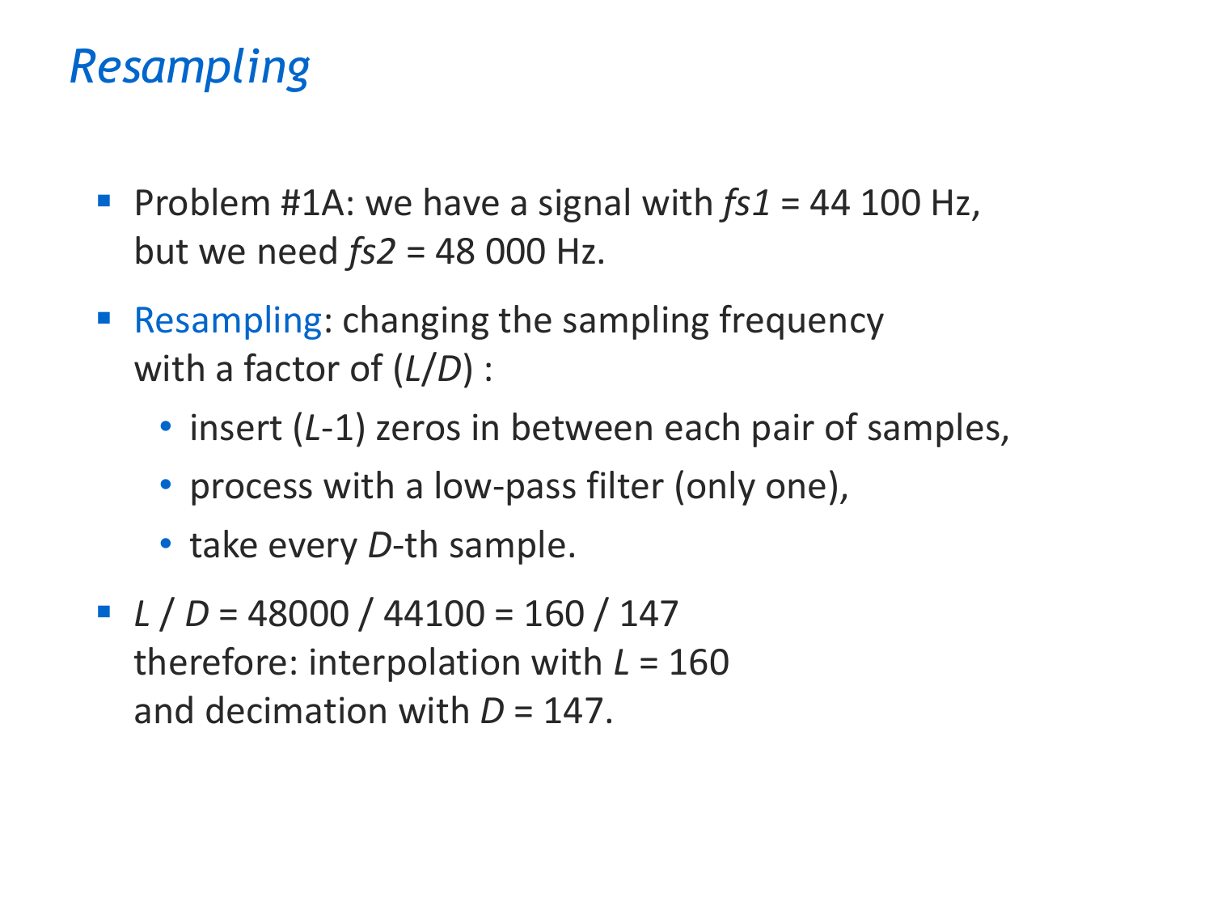# *Resampling*

- Problem #1A: we have a signal with $fs1$ = 44 100 Hz, but we need $fs2$ = 48 000 Hz.
- Resampling: changing the sampling frequency with a factor of ($L$/$D$) :
  - insert ($L$-1) zeros in between each pair of samples,
  - process with a low-pass filter (only one),
  - take every $D$-th sample.
- $L$ / $D$ = 48000 / 44100 = 160 / 147
  therefore: interpolation with $L$ = 160
  and decimation with $D$ = 147.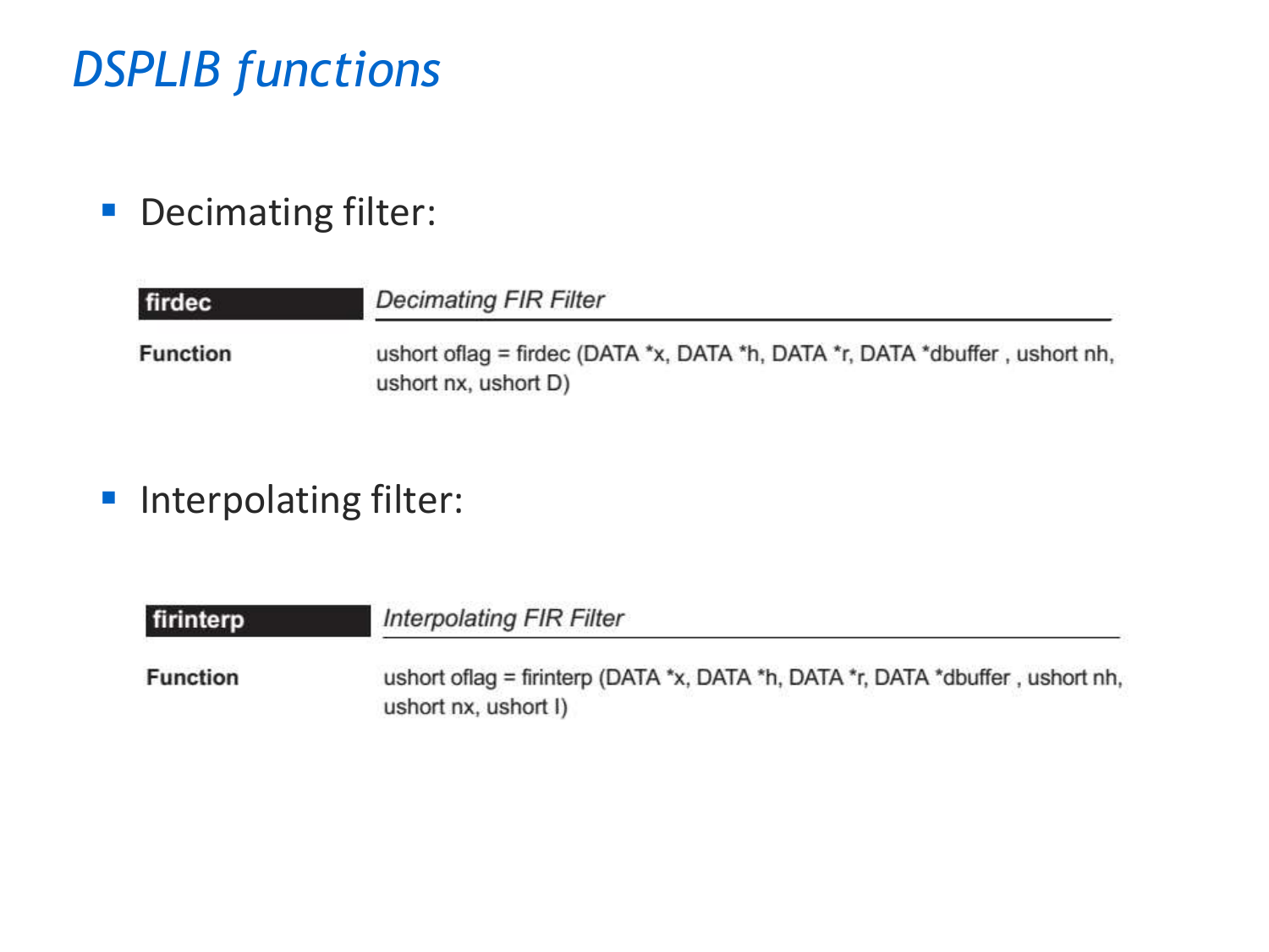# *DSPLIB functions*

- Decimating filter:

| **firdec** | *Decimating FIR Filter* |
|---|---|
| **Function** | ushort oflag = firdec (DATA *x, DATA *h, DATA *r, DATA *dbuffer , ushort nh, ushort nx, ushort D) |

- Interpolating filter:

| **firinterp** | *Interpolating FIR Filter* |
|---|---|
| **Function** | ushort oflag = firinterp (DATA *x, DATA *h, DATA *r, DATA *dbuffer , ushort nh, ushort nx, ushort I) |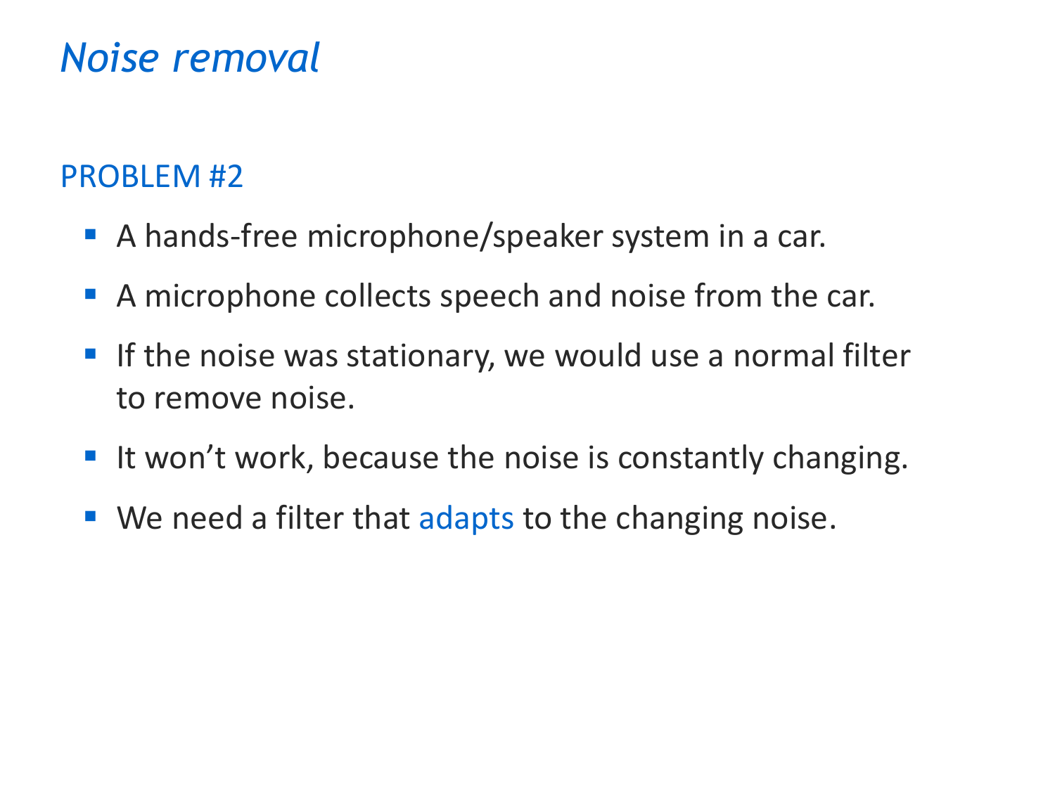# *Noise removal*

## PROBLEM #2

- A hands-free microphone/speaker system in a car.
- A microphone collects speech and noise from the car.
- If the noise was stationary, we would use a normal filter to remove noise.
- It won't work, because the noise is constantly changing.
- We need a filter that adapts to the changing noise.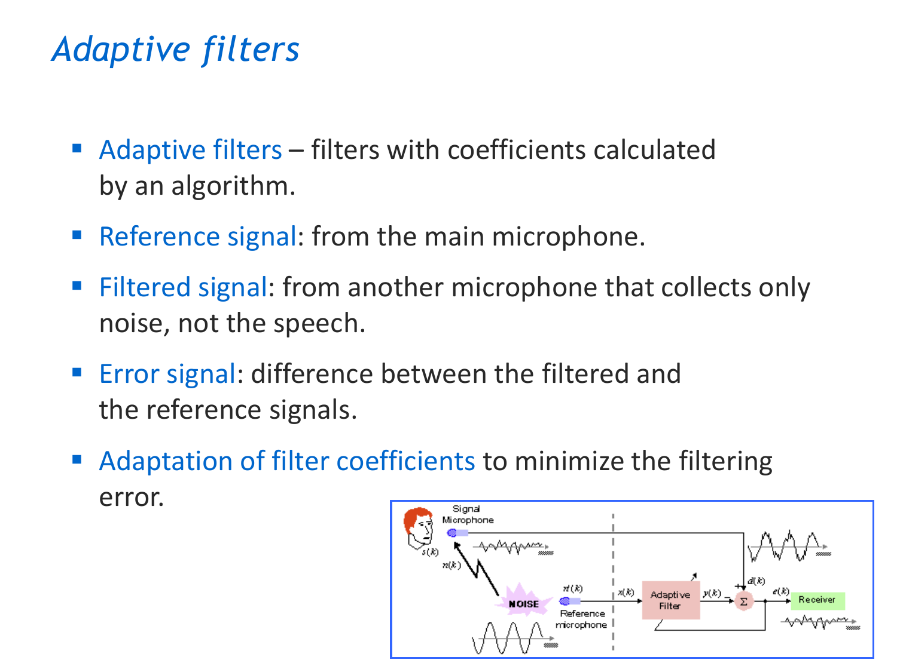# Adaptive filters

- Adaptive filters – filters with coefficients calculated by an algorithm.
- Reference signal: from the main microphone.
- Filtered signal: from another microphone that collects only noise, not the speech.
- Error signal: difference between the filtered and the reference signals.
- Adaptation of filter coefficients to minimize the filtering error.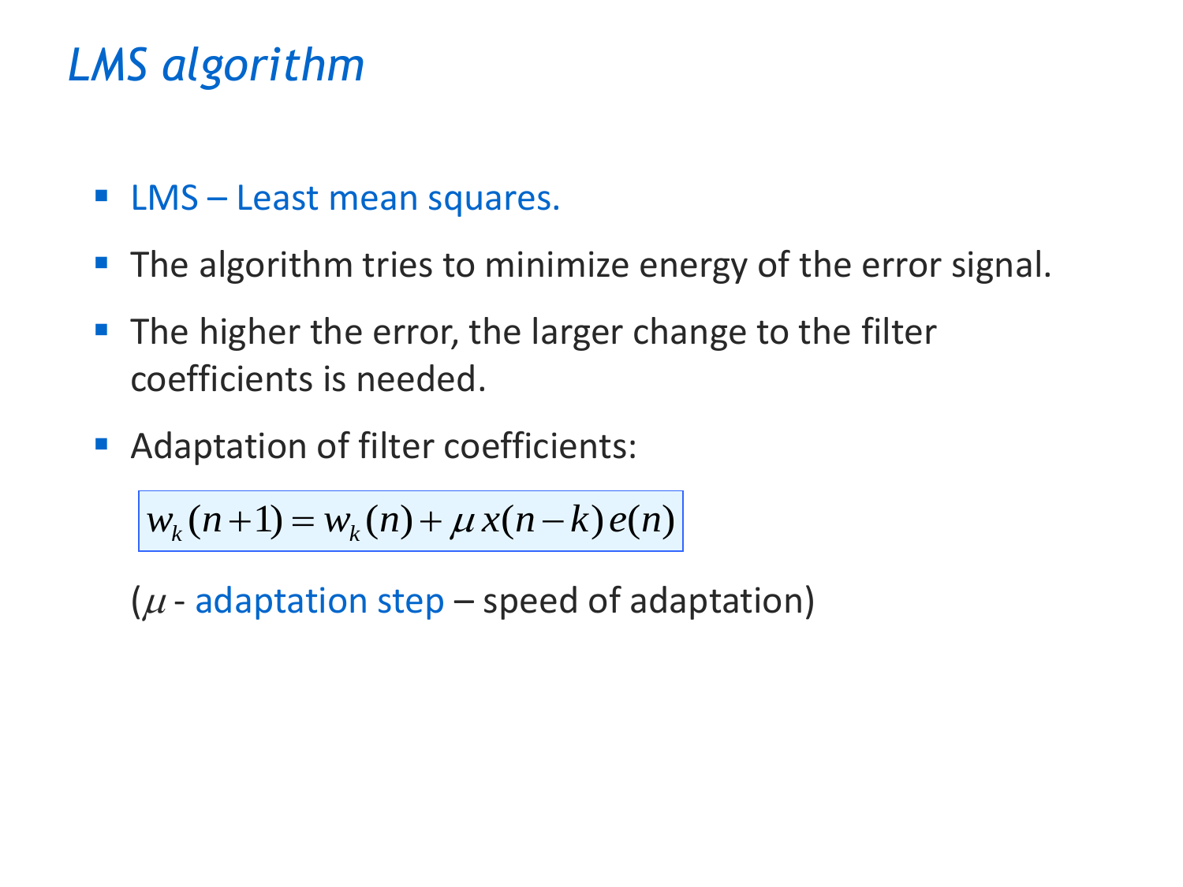# *LMS algorithm*

- LMS – Least mean squares.
- The algorithm tries to minimize energy of the error signal.
- The higher the error, the larger change to the filter coefficients is needed.
- Adaptation of filter coefficients:

$$w_k(n+1) = w_k(n) + \mu \, x(n-k) \, e(n)$$

($\mu$ - adaptation step – speed of adaptation)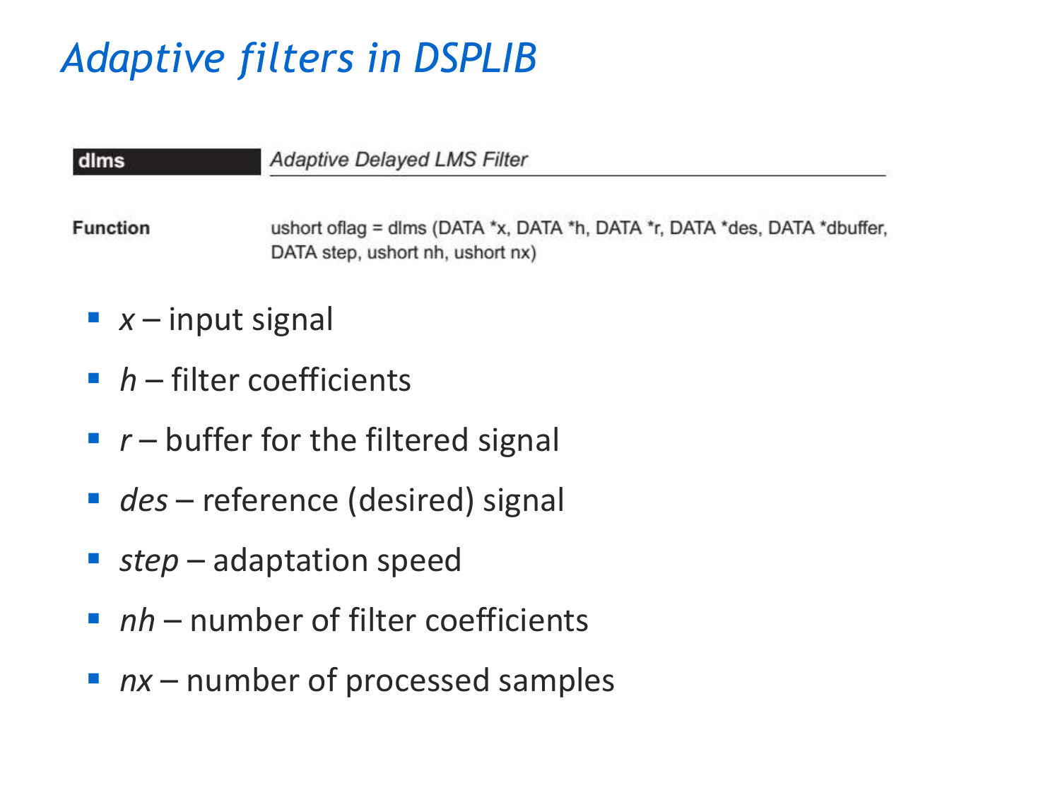# Adaptive filters in DSPLIB

| **dlms** | *Adaptive Delayed LMS Filter* |
|---|---|

**Function** ushort oflag = dlms (DATA *x, DATA *h, DATA *r, DATA *des, DATA *dbuffer, DATA step, ushort nh, ushort nx)

- *x* – input signal
- *h* – filter coefficients
- *r* – buffer for the filtered signal
- *des* – reference (desired) signal
- *step* – adaptation speed
- *nh* – number of filter coefficients
- *nx* – number of processed samples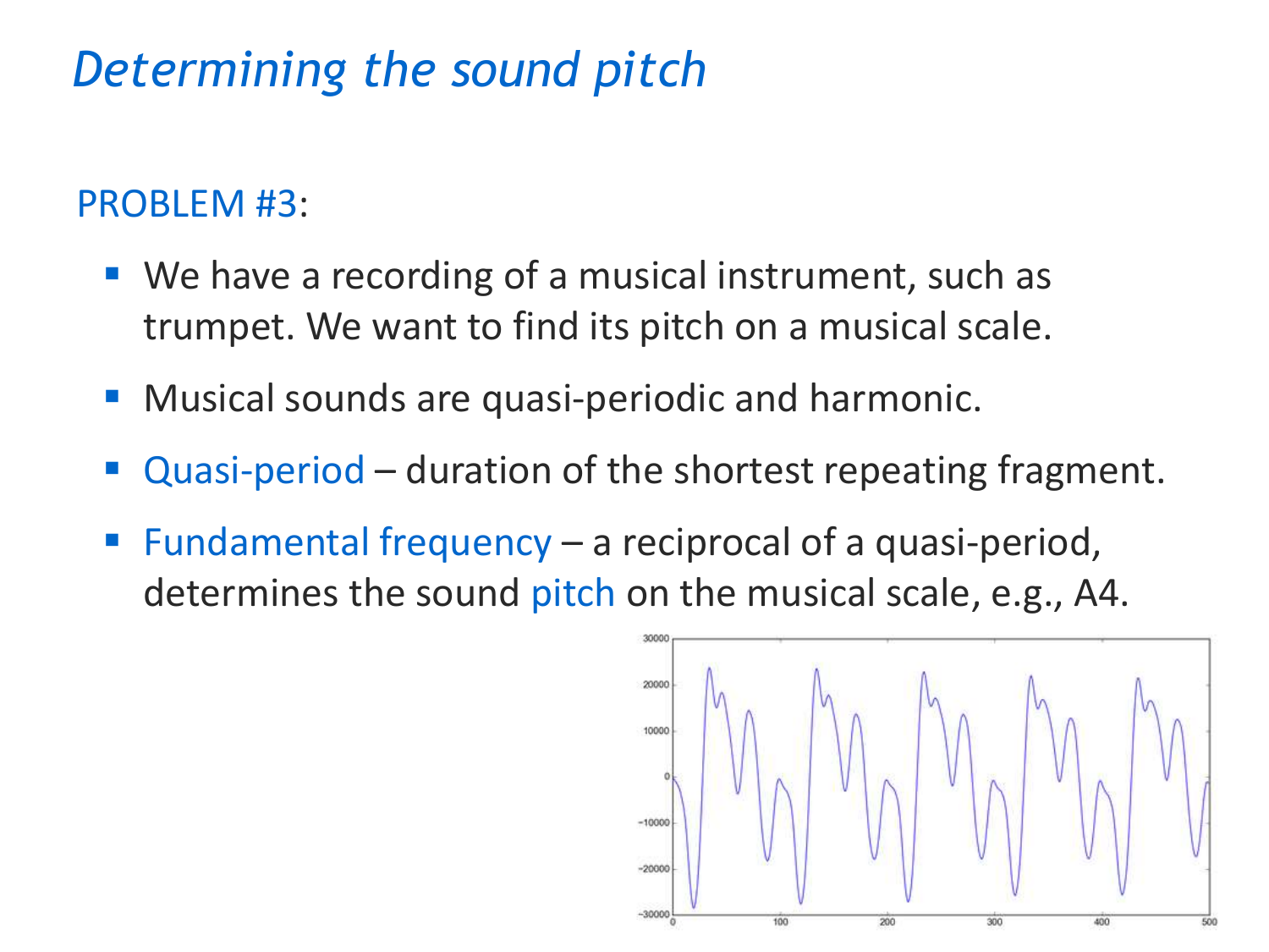# Determining the sound pitch

PROBLEM #3:

- We have a recording of a musical instrument, such as trumpet. We want to find its pitch on a musical scale.
- Musical sounds are quasi-periodic and harmonic.
- Quasi-period – duration of the shortest repeating fragment.
- Fundamental frequency – a reciprocal of a quasi-period, determines the sound pitch on the musical scale, e.g., A4.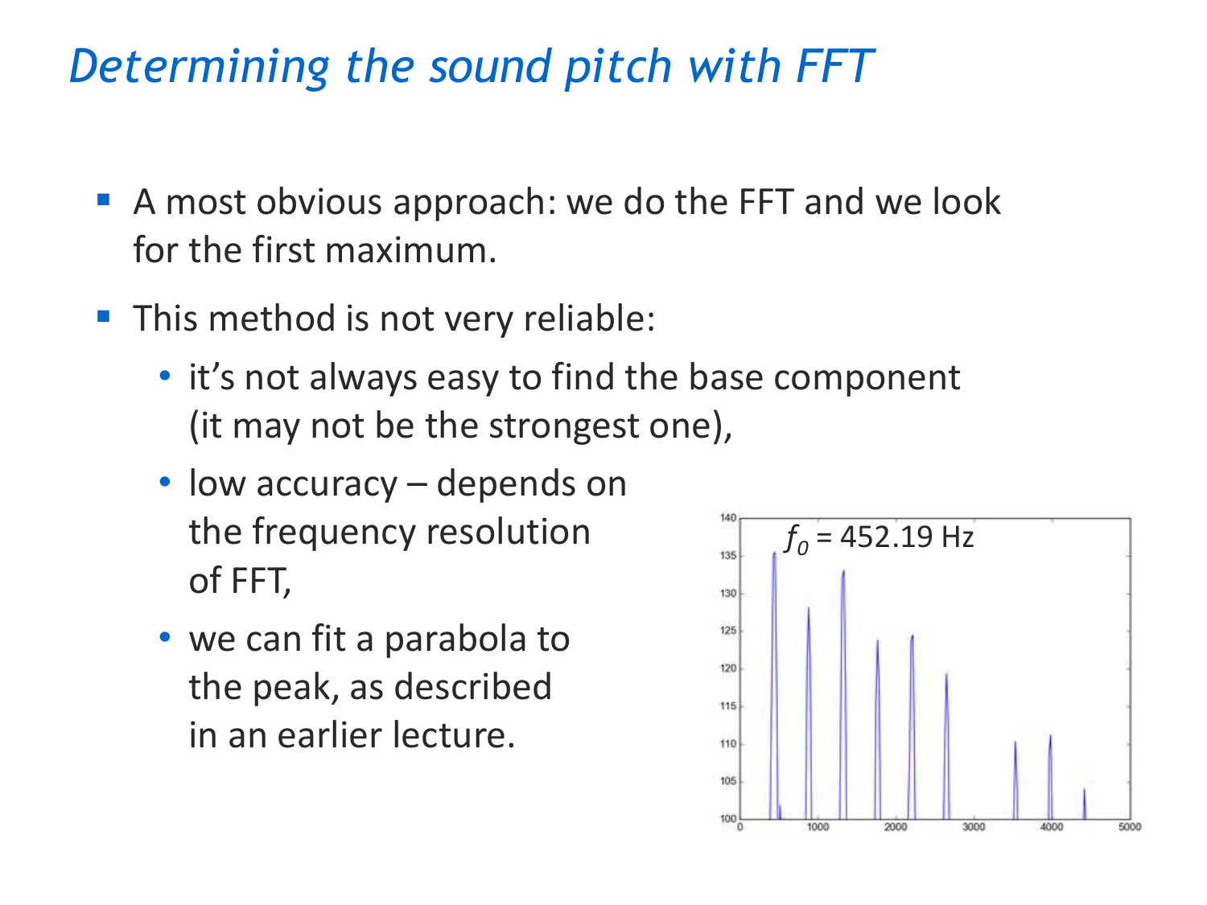# *Determining the sound pitch with FFT*

- A most obvious approach: we do the FFT and we look for the first maximum.
- This method is not very reliable:
  - it's not always easy to find the base component (it may not be the strongest one),
  - low accuracy – depends on the frequency resolution of FFT,
  - we can fit a parabola to the peak, as described in an earlier lecture.

$f_0$ = 452.19 Hz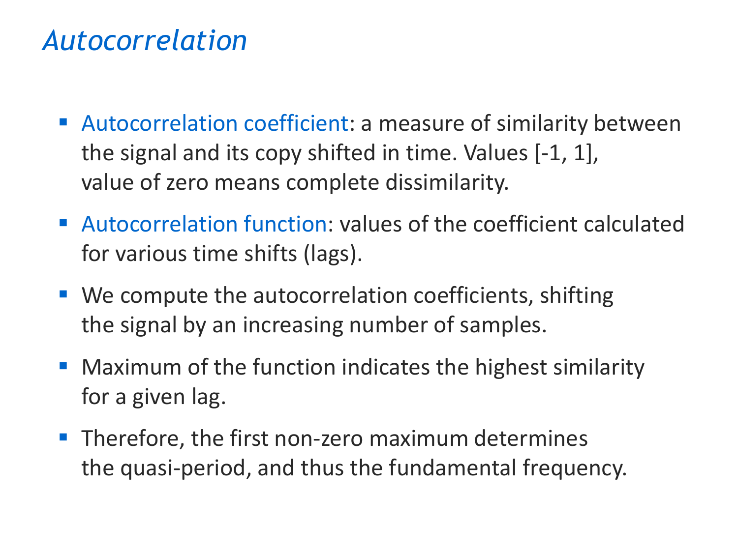# *Autocorrelation*

- Autocorrelation coefficient: a measure of similarity between the signal and its copy shifted in time. Values [-1, 1], value of zero means complete dissimilarity.
- Autocorrelation function: values of the coefficient calculated for various time shifts (lags).
- We compute the autocorrelation coefficients, shifting the signal by an increasing number of samples.
- Maximum of the function indicates the highest similarity for a given lag.
- Therefore, the first non-zero maximum determines the quasi-period, and thus the fundamental frequency.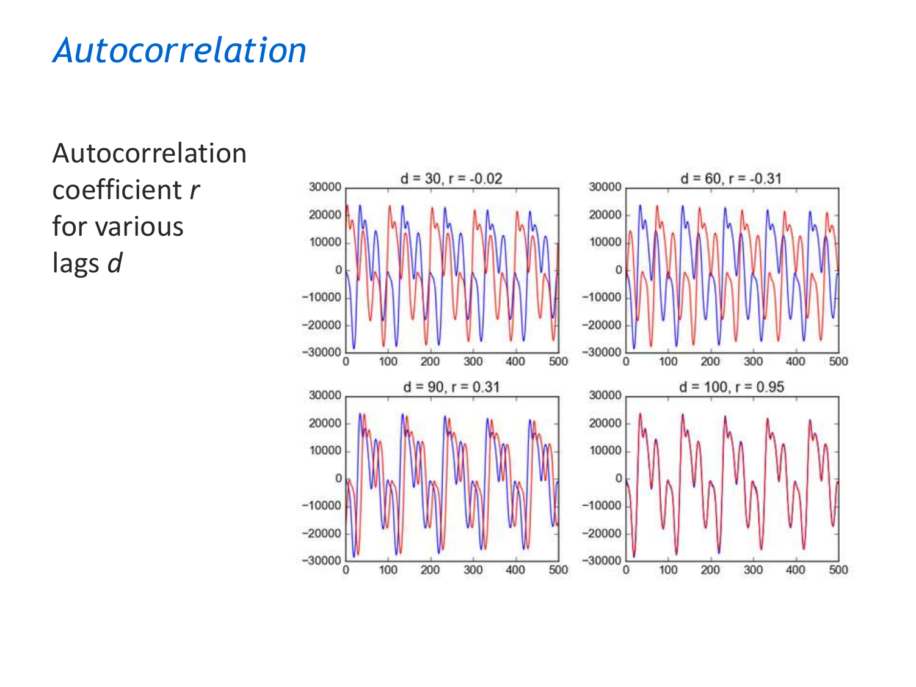# *Autocorrelation*

Autocorrelation coefficient *r* for various lags *d*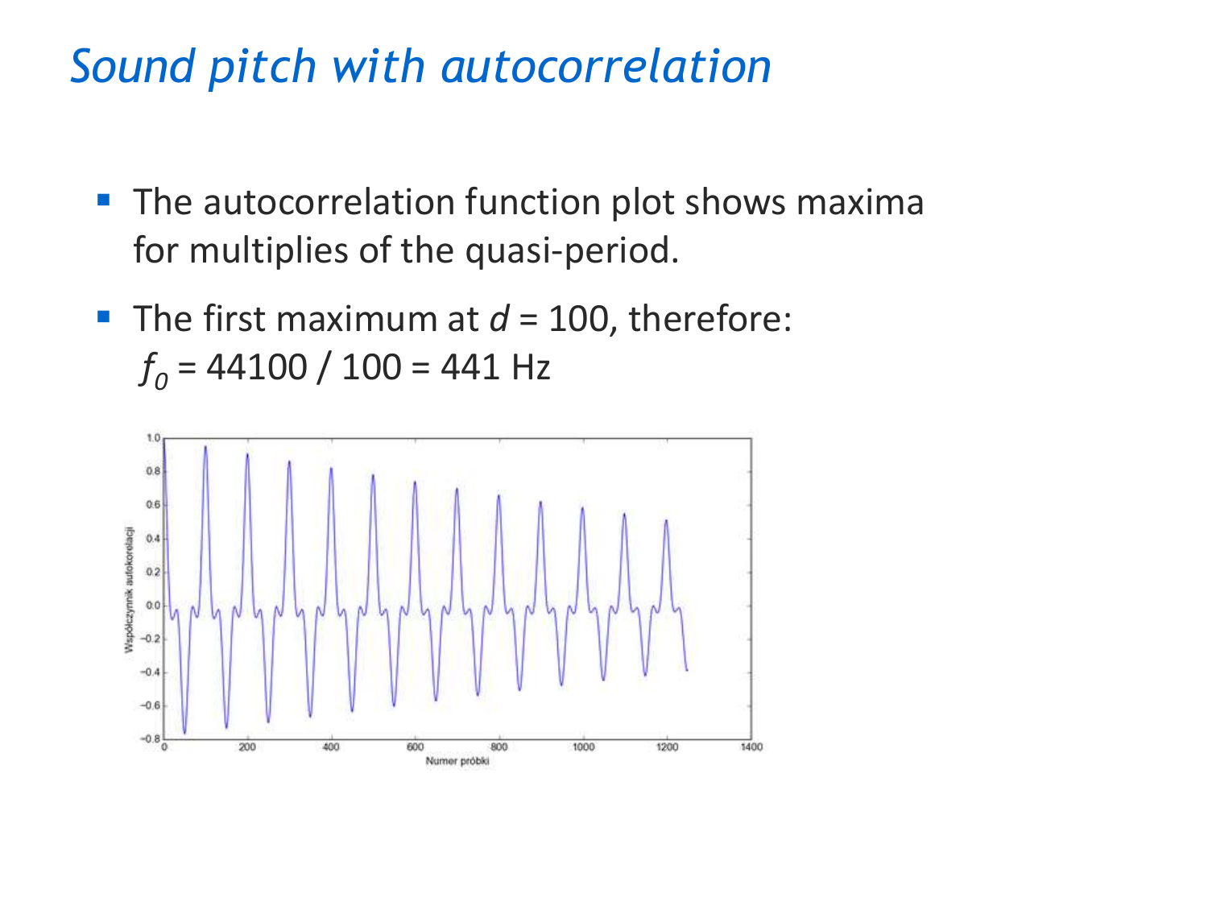# *Sound pitch with autocorrelation*

- The autocorrelation function plot shows maxima for multiplies of the quasi-period.
- The first maximum at $d$ = 100, therefore: $f_0 = 44100 / 100 = 441$ Hz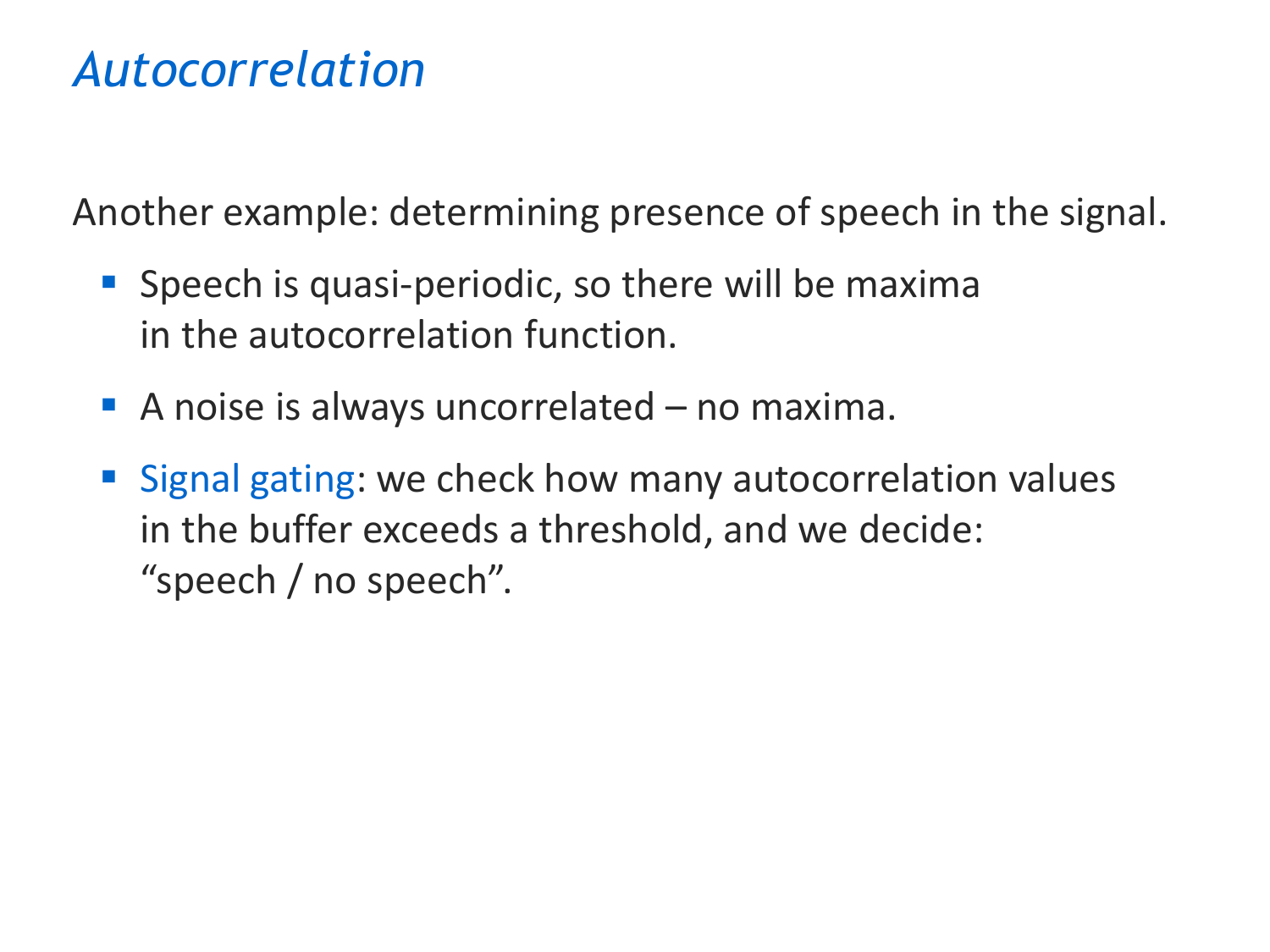# *Autocorrelation*

Another example: determining presence of speech in the signal.

- Speech is quasi-periodic, so there will be maxima in the autocorrelation function.
- A noise is always uncorrelated – no maxima.
- Signal gating: we check how many autocorrelation values in the buffer exceeds a threshold, and we decide: "speech / no speech".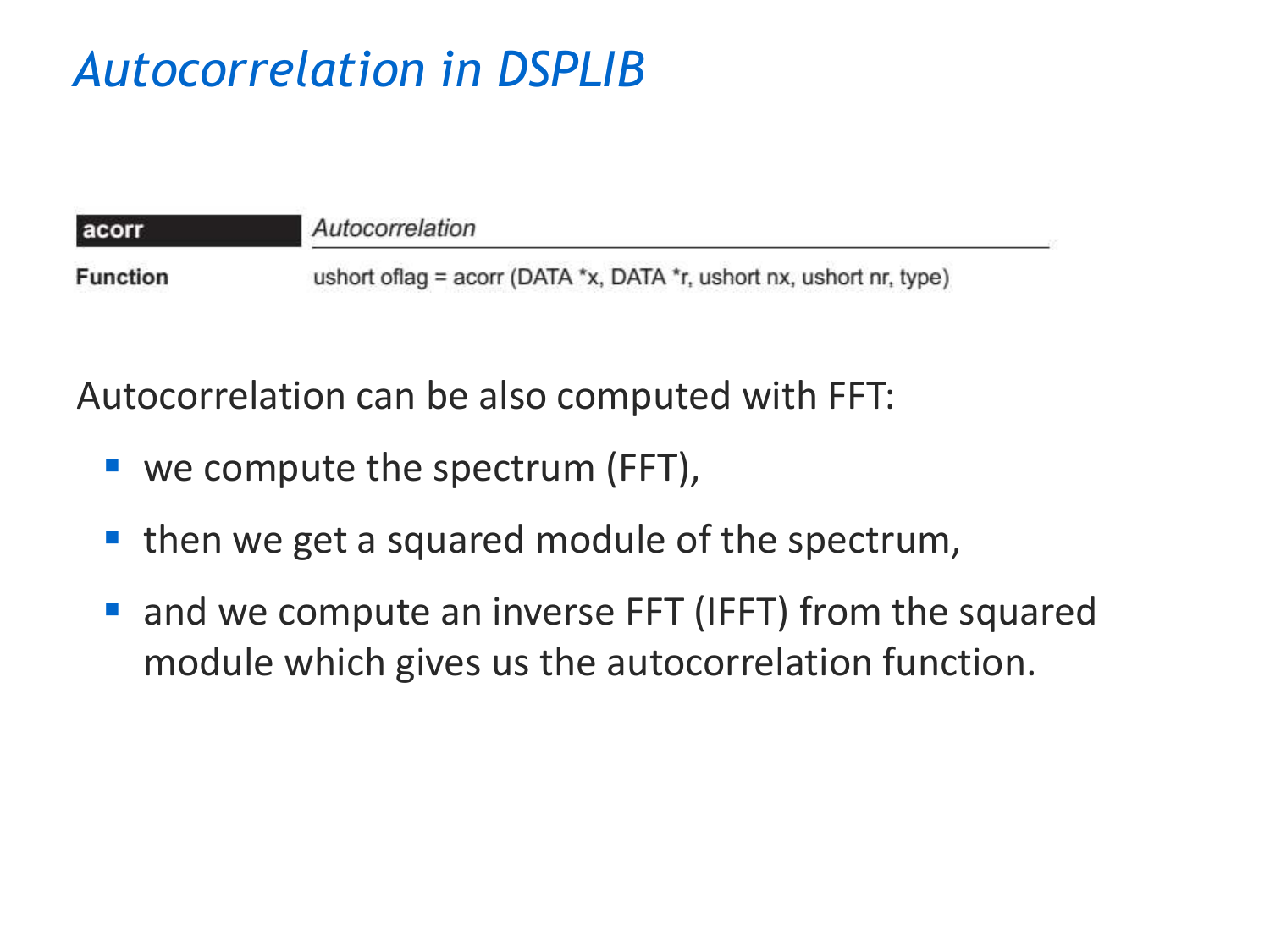# *Autocorrelation in DSPLIB*

| **acorr** | *Autocorrelation* |
|---|---|
| **Function** | ushort oflag = acorr (DATA *x, DATA *r, ushort nx, ushort nr, type) |

Autocorrelation can be also computed with FFT:

- we compute the spectrum (FFT),
- then we get a squared module of the spectrum,
- and we compute an inverse FFT (IFFT) from the squared module which gives us the autocorrelation function.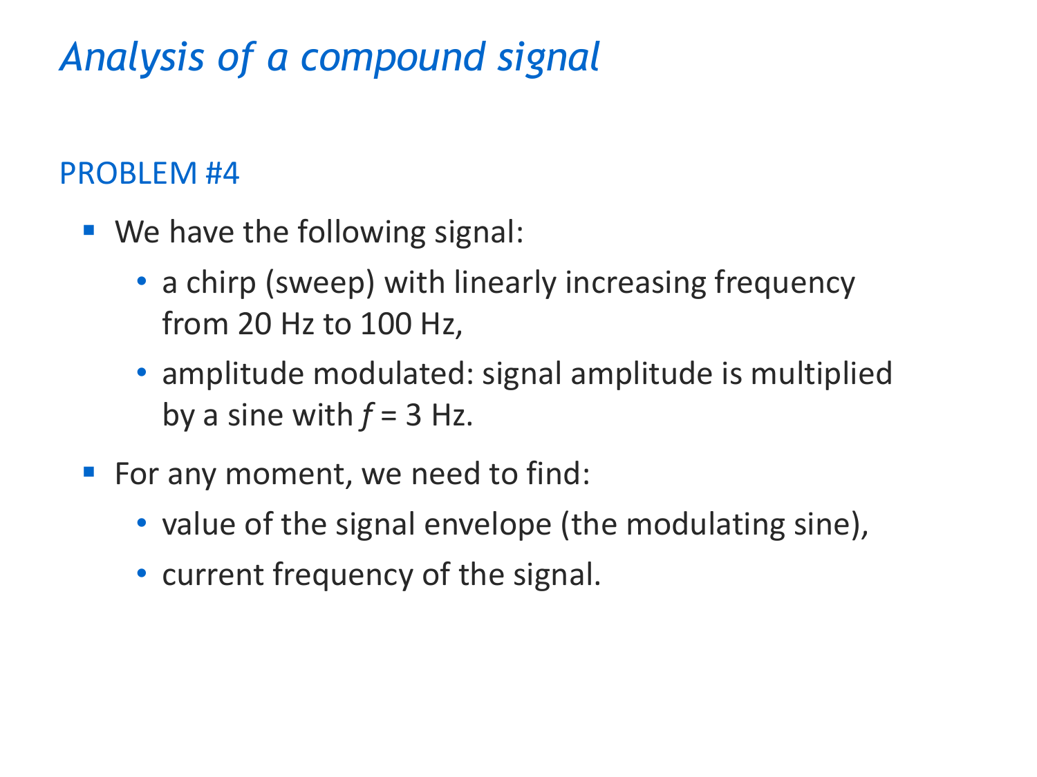# *Analysis of a compound signal*

## PROBLEM #4

- We have the following signal:
  - a chirp (sweep) with linearly increasing frequency from 20 Hz to 100 Hz,
  - amplitude modulated: signal amplitude is multiplied by a sine with $f$ = 3 Hz.
- For any moment, we need to find:
  - value of the signal envelope (the modulating sine),
  - current frequency of the signal.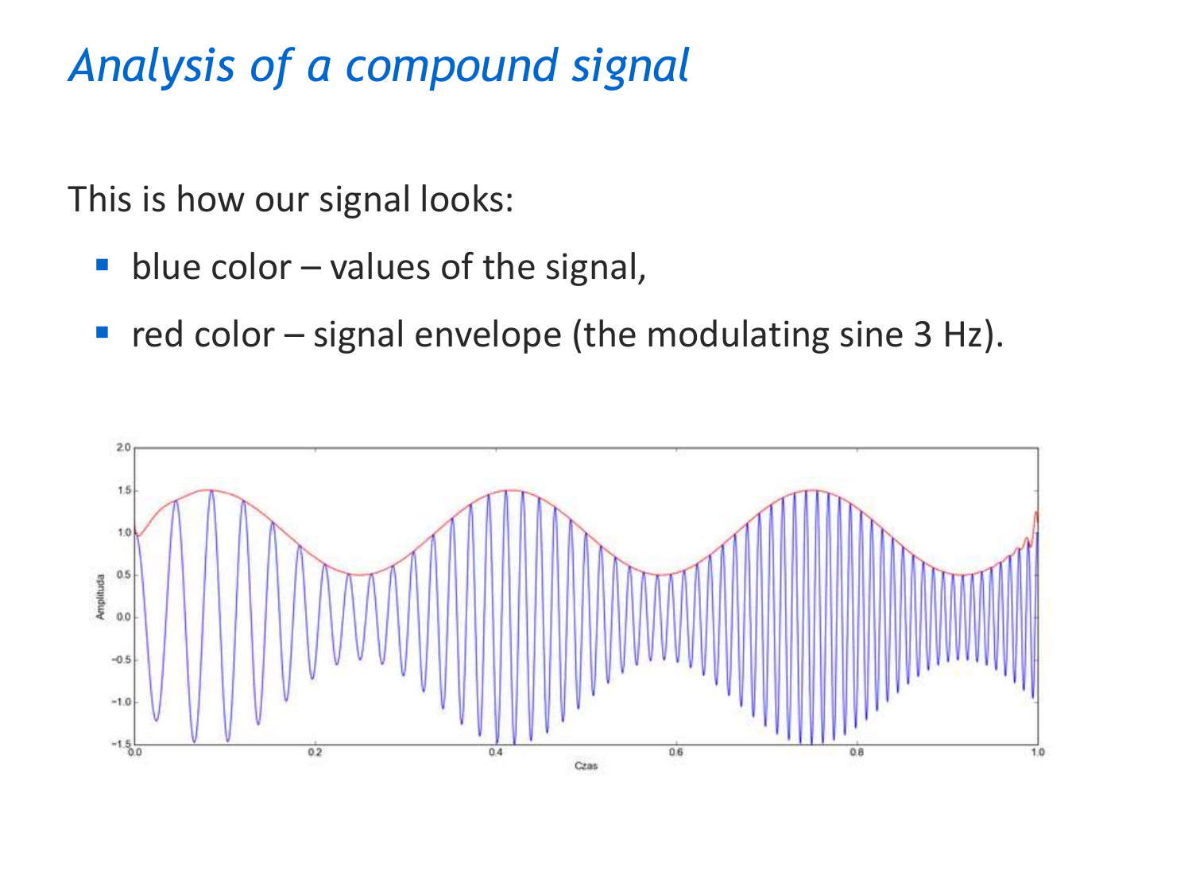# *Analysis of a compound signal*

This is how our signal looks:

- blue color – values of the signal,
- red color – signal envelope (the modulating sine 3 Hz).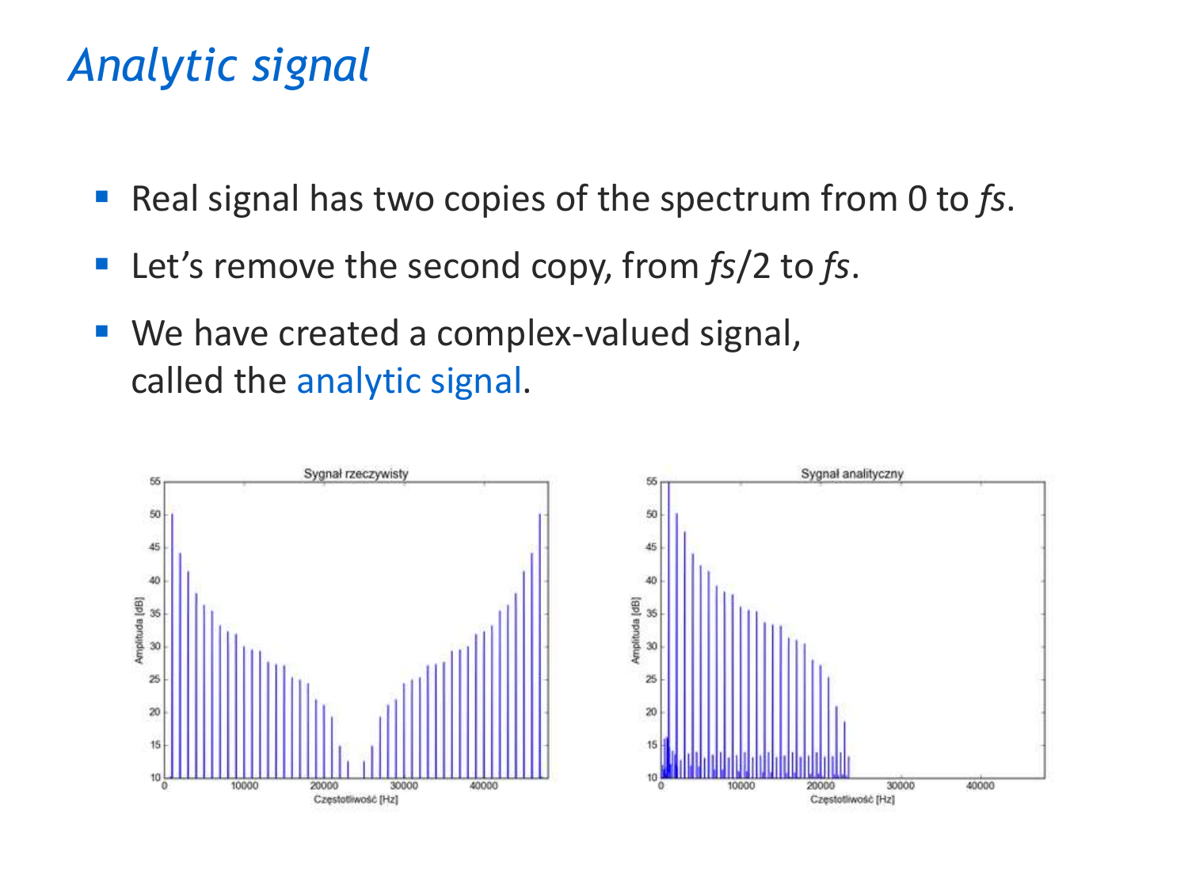# Analytic signal

- Real signal has two copies of the spectrum from 0 to *fs*.
- Let's remove the second copy, from *fs*/2 to *fs*.
- We have created a complex-valued signal, called the analytic signal.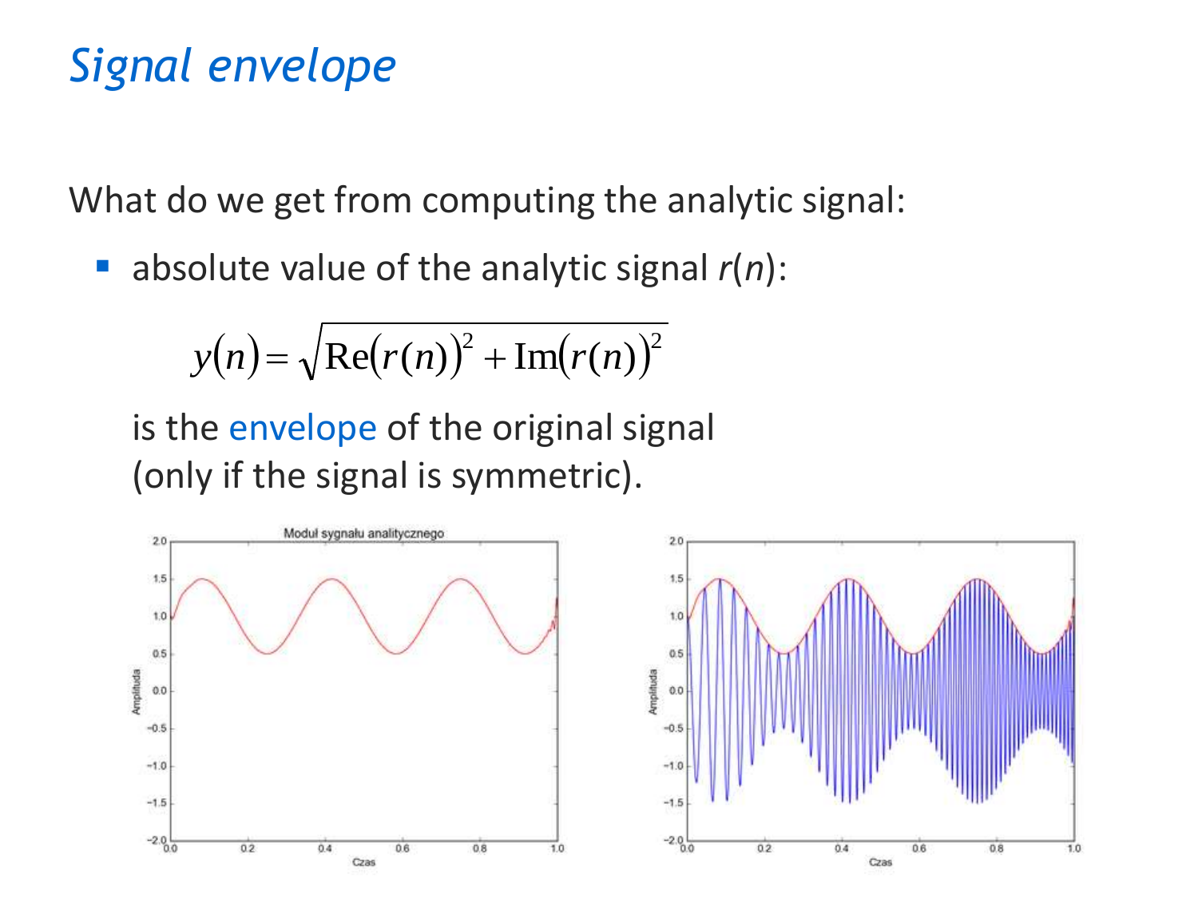# *Signal envelope*

What do we get from computing the analytic signal:

- absolute value of the analytic signal $r(n)$:

$$y(n) = \sqrt{\mathrm{Re}(r(n))^2 + \mathrm{Im}(r(n))^2}$$

  is the envelope of the original signal (only if the signal is symmetric).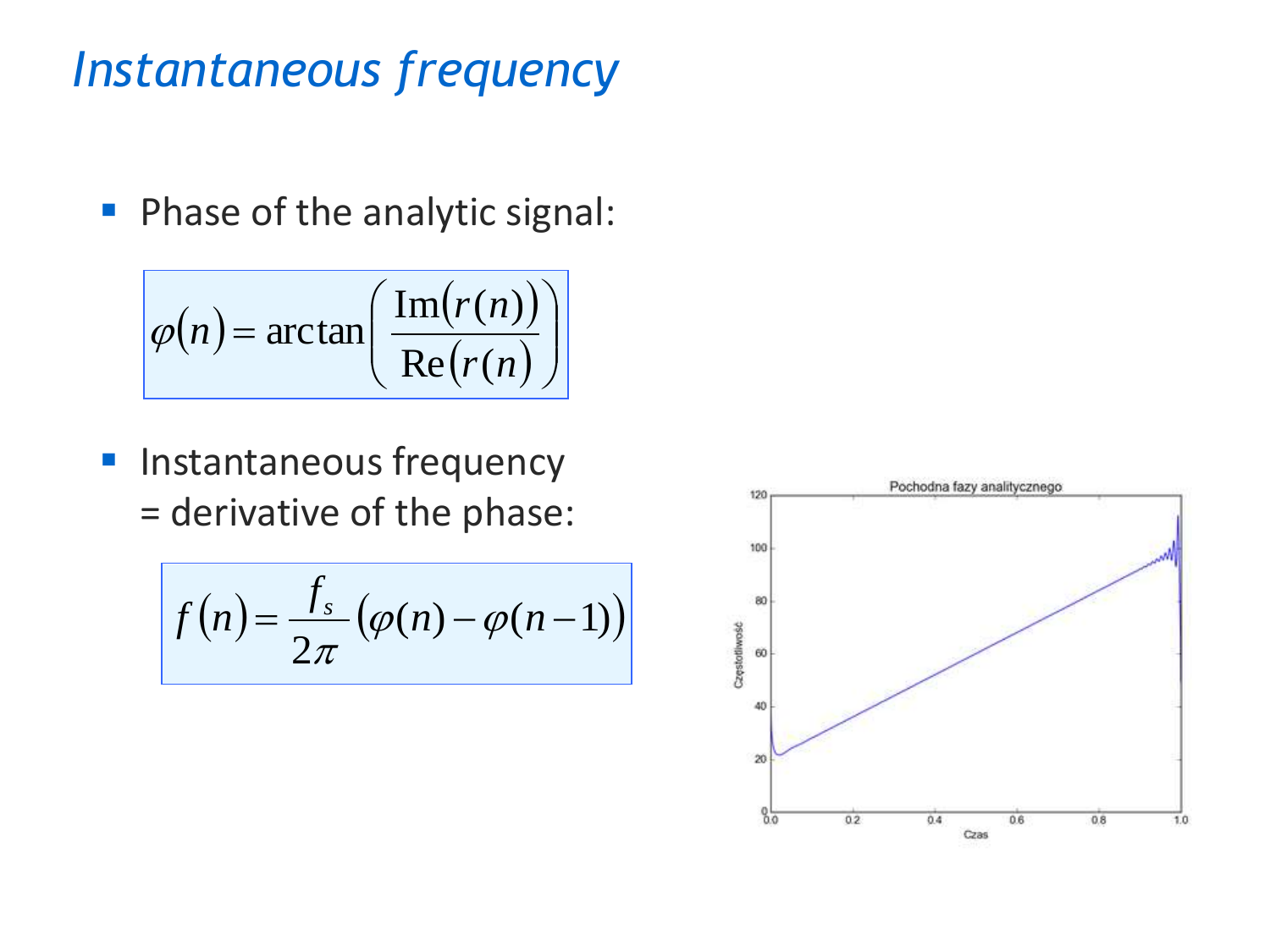# *Instantaneous frequency*

- Phase of the analytic signal:

$$\varphi(n) = \arctan\left(\frac{\mathrm{Im}(r(n))}{\mathrm{Re}(r(n))}\right)$$

- Instantaneous frequency = derivative of the phase:

$$f(n) = \frac{f_s}{2\pi}\left(\varphi(n) - \varphi(n-1)\right)$$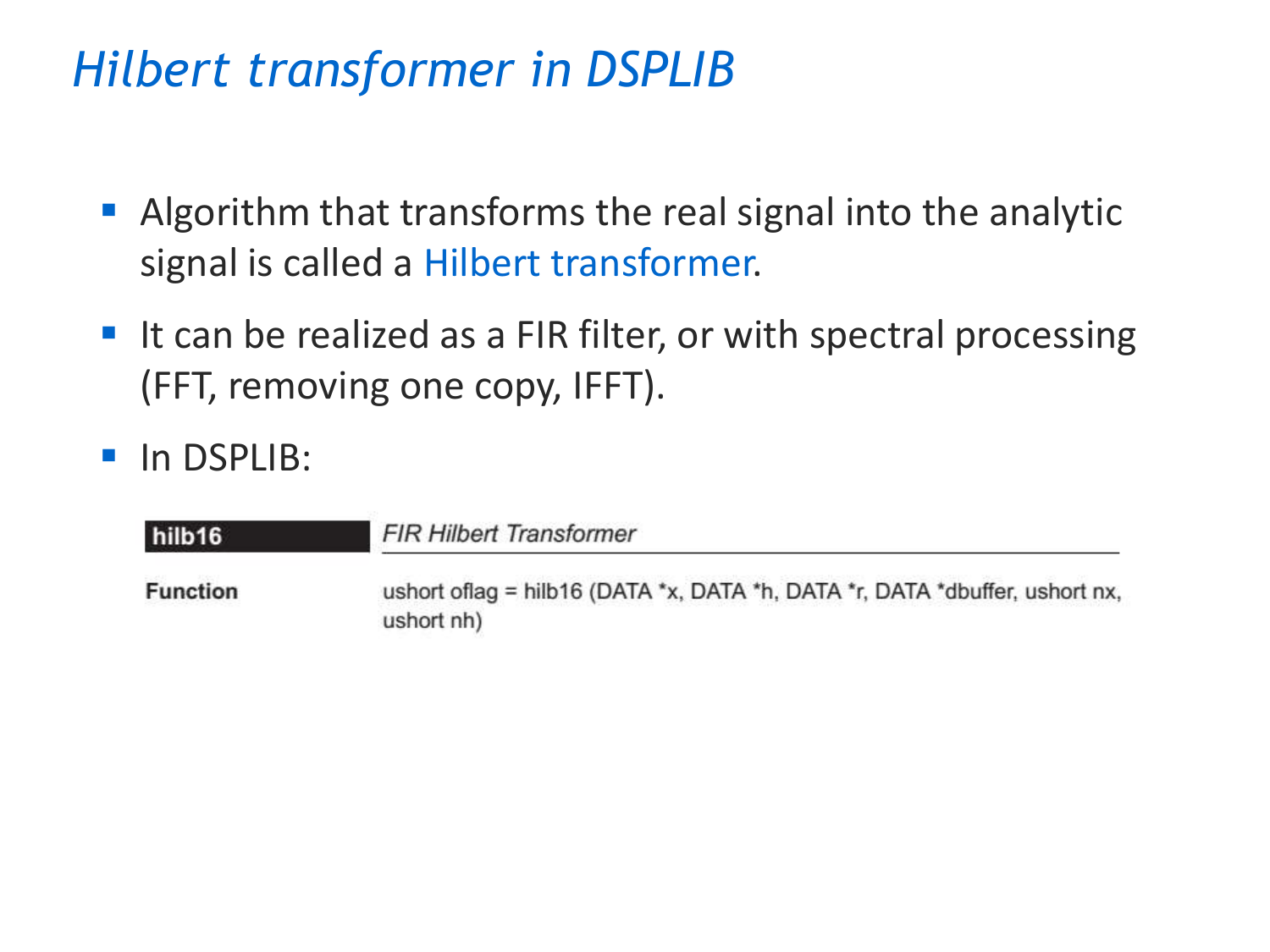# *Hilbert transformer in DSPLIB*

- Algorithm that transforms the real signal into the analytic signal is called a Hilbert transformer.
- It can be realized as a FIR filter, or with spectral processing (FFT, removing one copy, IFFT).
- In DSPLIB:

**hilb16** *FIR Hilbert Transformer*

**Function** ushort oflag = hilb16 (DATA *x, DATA *h, DATA *r, DATA *dbuffer, ushort nx, ushort nh)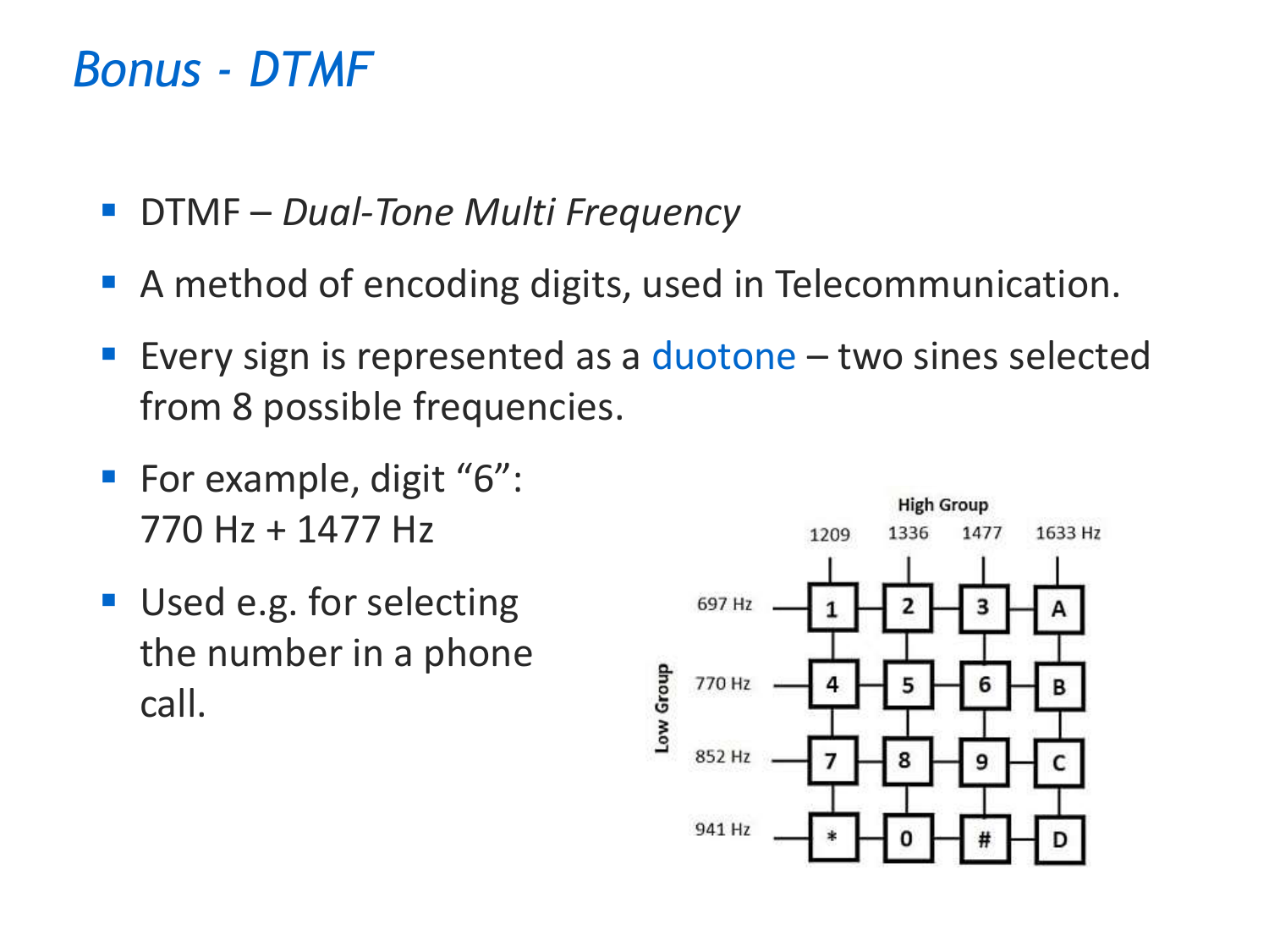# *Bonus - DTMF*

- DTMF – *Dual-Tone Multi Frequency*
- A method of encoding digits, used in Telecommunication.
- Every sign is represented as a duotone – two sines selected from 8 possible frequencies.
- For example, digit "6": 770 Hz + 1477 Hz
- Used e.g. for selecting the number in a phone call.

| Low Group \ High Group | 1209 | 1336 | 1477 | 1633 Hz |
|---|---|---|---|---|
| 697 Hz | 1 | 2 | 3 | A |
| 770 Hz | 4 | 5 | 6 | B |
| 852 Hz | 7 | 8 | 9 | C |
| 941 Hz | * | 0 | # | D |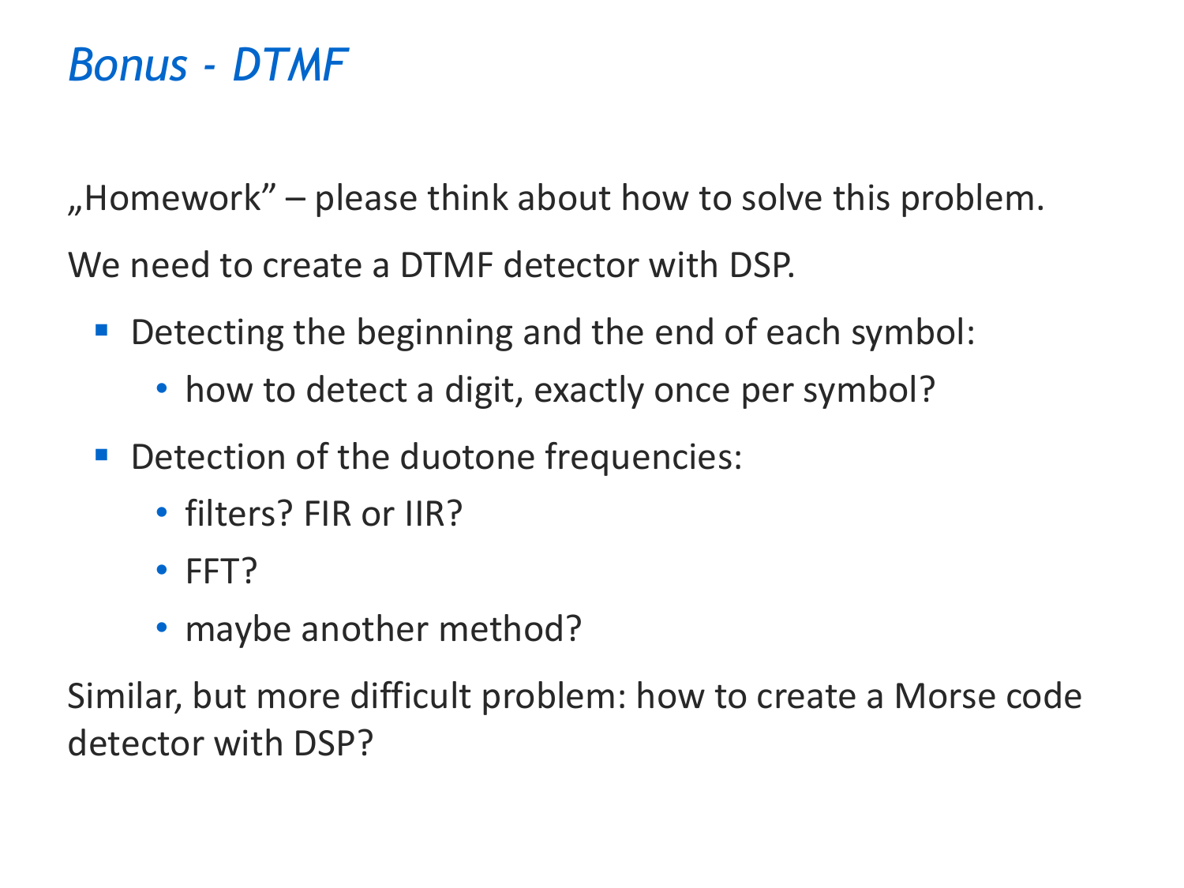# *Bonus - DTMF*

„Homework" – please think about how to solve this problem.

We need to create a DTMF detector with DSP.

- Detecting the beginning and the end of each symbol:
  - how to detect a digit, exactly once per symbol?
- Detection of the duotone frequencies:
  - filters? FIR or IIR?
  - FFT?
  - maybe another method?

Similar, but more difficult problem: how to create a Morse code detector with DSP?